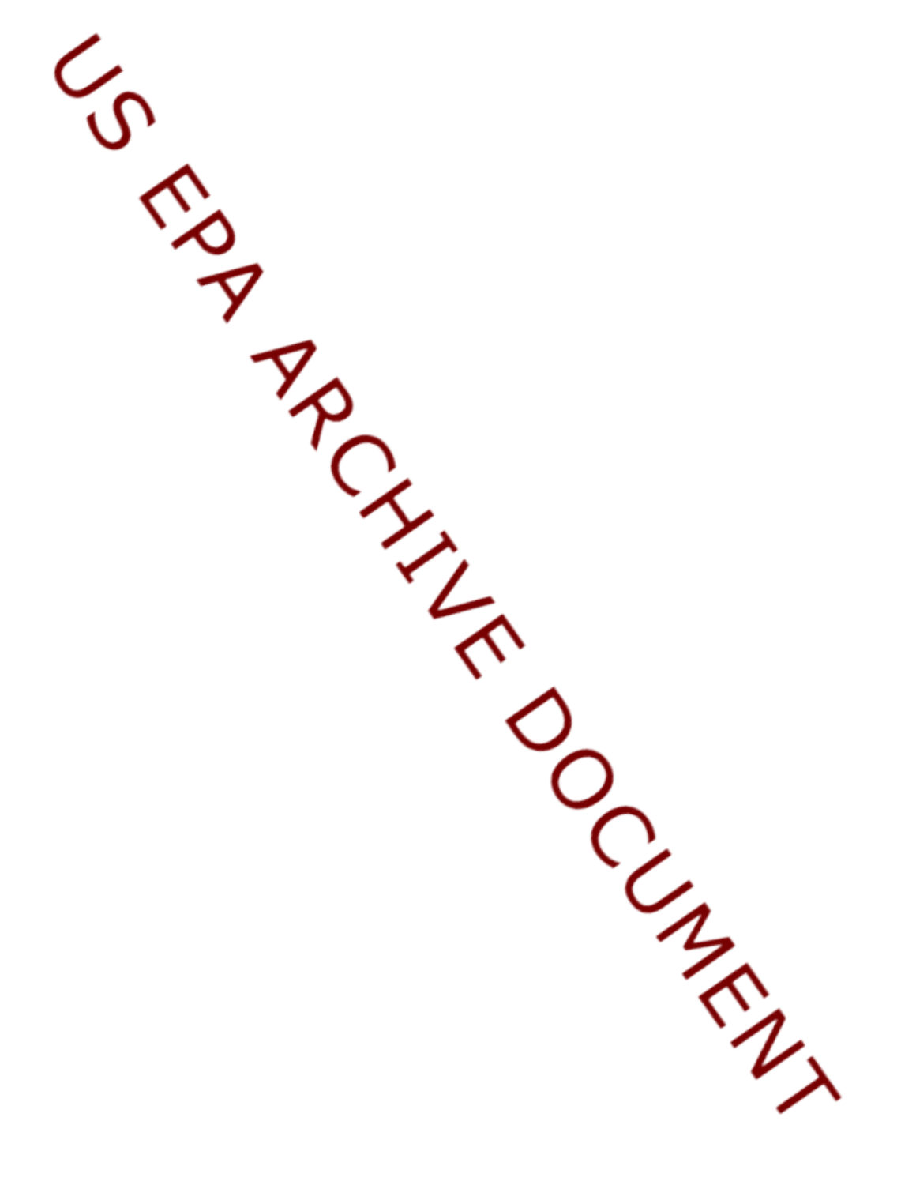US EPA ARCHIVE DOCUMENT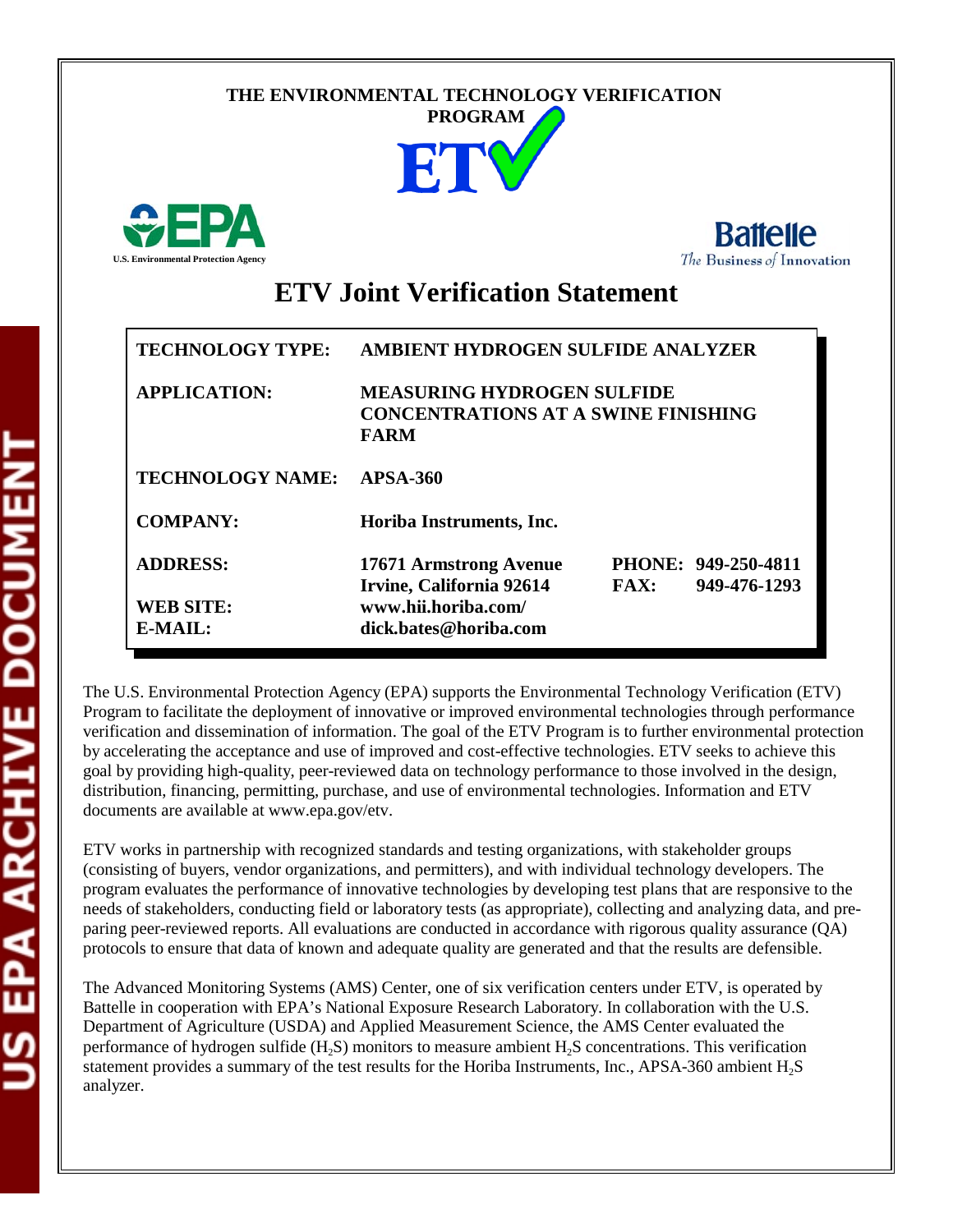THE ENVIRONMENTAL TECHNOLOGY VERIFICATION PROGRAM

ETV

U.S. Environmental Protection Agency

Battelle
The Business of Innovation

# ETV Joint Verification Statement

| | | | |
|---|---|---|---|
| **TECHNOLOGY TYPE:** | **AMBIENT HYDROGEN SULFIDE ANALYZER** | | |
| **APPLICATION:** | **MEASURING HYDROGEN SULFIDE CONCENTRATIONS AT A SWINE FINISHING FARM** | | |
| **TECHNOLOGY NAME:** | **APSA-360** | | |
| **COMPANY:** | **Horiba Instruments, Inc.** | | |
| **ADDRESS:** | **17671 Armstrong Avenue Irvine, California 92614** | **PHONE:** | **949-250-4811** |
| | | **FAX:** | **949-476-1293** |
| **WEB SITE:** | **www.hii.horiba.com/** | | |
| **E-MAIL:** | **dick.bates@horiba.com** | | |

The U.S. Environmental Protection Agency (EPA) supports the Environmental Technology Verification (ETV) Program to facilitate the deployment of innovative or improved environmental technologies through performance verification and dissemination of information. The goal of the ETV Program is to further environmental protection by accelerating the acceptance and use of improved and cost-effective technologies. ETV seeks to achieve this goal by providing high-quality, peer-reviewed data on technology performance to those involved in the design, distribution, financing, permitting, purchase, and use of environmental technologies. Information and ETV documents are available at www.epa.gov/etv.

ETV works in partnership with recognized standards and testing organizations, with stakeholder groups (consisting of buyers, vendor organizations, and permitters), and with individual technology developers. The program evaluates the performance of innovative technologies by developing test plans that are responsive to the needs of stakeholders, conducting field or laboratory tests (as appropriate), collecting and analyzing data, and preparing peer-reviewed reports. All evaluations are conducted in accordance with rigorous quality assurance (QA) protocols to ensure that data of known and adequate quality are generated and that the results are defensible.

The Advanced Monitoring Systems (AMS) Center, one of six verification centers under ETV, is operated by Battelle in cooperation with EPA's National Exposure Research Laboratory. In collaboration with the U.S. Department of Agriculture (USDA) and Applied Measurement Science, the AMS Center evaluated the performance of hydrogen sulfide ($H_2S$) monitors to measure ambient $H_2S$ concentrations. This verification statement provides a summary of the test results for the Horiba Instruments, Inc., APSA-360 ambient $H_2S$ analyzer.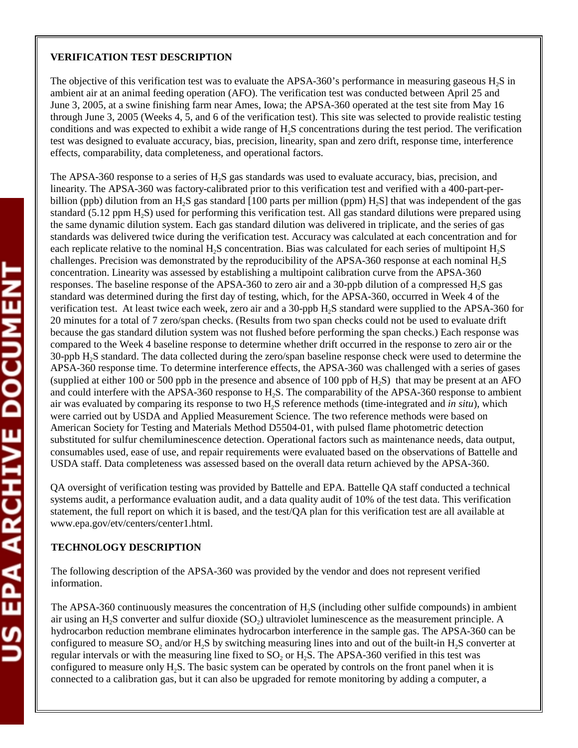**VERIFICATION TEST DESCRIPTION**

The objective of this verification test was to evaluate the APSA-360's performance in measuring gaseous $H_2S$ in ambient air at an animal feeding operation (AFO). The verification test was conducted between April 25 and June 3, 2005, at a swine finishing farm near Ames, Iowa; the APSA-360 operated at the test site from May 16 through June 3, 2005 (Weeks 4, 5, and 6 of the verification test). This site was selected to provide realistic testing conditions and was expected to exhibit a wide range of $H_2S$ concentrations during the test period. The verification test was designed to evaluate accuracy, bias, precision, linearity, span and zero drift, response time, interference effects, comparability, data completeness, and operational factors.

The APSA-360 response to a series of $H_2S$ gas standards was used to evaluate accuracy, bias, precision, and linearity. The APSA-360 was factory-calibrated prior to this verification test and verified with a 400-part-per-billion (ppb) dilution from an $H_2S$ gas standard [100 parts per million (ppm) $H_2S$] that was independent of the gas standard (5.12 ppm $H_2S$) used for performing this verification test. All gas standard dilutions were prepared using the same dynamic dilution system. Each gas standard dilution was delivered in triplicate, and the series of gas standards was delivered twice during the verification test. Accuracy was calculated at each concentration and for each replicate relative to the nominal $H_2S$ concentration. Bias was calculated for each series of multipoint $H_2S$ challenges. Precision was demonstrated by the reproducibility of the APSA-360 response at each nominal $H_2S$ concentration. Linearity was assessed by establishing a multipoint calibration curve from the APSA-360 responses. The baseline response of the APSA-360 to zero air and a 30-ppb dilution of a compressed $H_2S$ gas standard was determined during the first day of testing, which, for the APSA-360, occurred in Week 4 of the verification test. At least twice each week, zero air and a 30-ppb $H_2S$ standard were supplied to the APSA-360 for 20 minutes for a total of 7 zero/span checks. (Results from two span checks could not be used to evaluate drift because the gas standard dilution system was not flushed before performing the span checks.) Each response was compared to the Week 4 baseline response to determine whether drift occurred in the response to zero air or the 30-ppb $H_2S$ standard. The data collected during the zero/span baseline response check were used to determine the APSA-360 response time. To determine interference effects, the APSA-360 was challenged with a series of gases (supplied at either 100 or 500 ppb in the presence and absence of 100 ppb of $H_2S$) that may be present at an AFO and could interfere with the APSA-360 response to $H_2S$. The comparability of the APSA-360 response to ambient air was evaluated by comparing its response to two $H_2S$ reference methods (time-integrated and *in situ*), which were carried out by USDA and Applied Measurement Science. The two reference methods were based on American Society for Testing and Materials Method D5504-01, with pulsed flame photometric detection substituted for sulfur chemiluminescence detection. Operational factors such as maintenance needs, data output, consumables used, ease of use, and repair requirements were evaluated based on the observations of Battelle and USDA staff. Data completeness was assessed based on the overall data return achieved by the APSA-360.

QA oversight of verification testing was provided by Battelle and EPA. Battelle QA staff conducted a technical systems audit, a performance evaluation audit, and a data quality audit of 10% of the test data. This verification statement, the full report on which it is based, and the test/QA plan for this verification test are all available at www.epa.gov/etv/centers/center1.html.

**TECHNOLOGY DESCRIPTION**

The following description of the APSA-360 was provided by the vendor and does not represent verified information.

The APSA-360 continuously measures the concentration of $H_2S$ (including other sulfide compounds) in ambient air using an $H_2S$ converter and sulfur dioxide ($SO_2$) ultraviolet luminescence as the measurement principle. A hydrocarbon reduction membrane eliminates hydrocarbon interference in the sample gas. The APSA-360 can be configured to measure $SO_2$ and/or $H_2S$ by switching measuring lines into and out of the built-in $H_2S$ converter at regular intervals or with the measuring line fixed to $SO_2$ or $H_2S$. The APSA-360 verified in this test was configured to measure only $H_2S$. The basic system can be operated by controls on the front panel when it is connected to a calibration gas, but it can also be upgraded for remote monitoring by adding a computer, a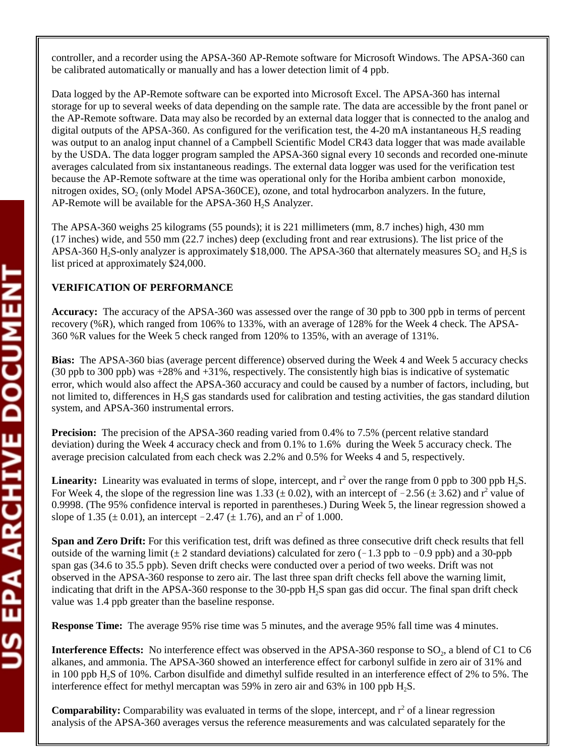controller, and a recorder using the APSA-360 AP-Remote software for Microsoft Windows. The APSA-360 can be calibrated automatically or manually and has a lower detection limit of 4 ppb.

Data logged by the AP-Remote software can be exported into Microsoft Excel. The APSA-360 has internal storage for up to several weeks of data depending on the sample rate. The data are accessible by the front panel or the AP-Remote software. Data may also be recorded by an external data logger that is connected to the analog and digital outputs of the APSA-360. As configured for the verification test, the 4-20 mA instantaneous $H_2S$ reading was output to an analog input channel of a Campbell Scientific Model CR43 data logger that was made available by the USDA. The data logger program sampled the APSA-360 signal every 10 seconds and recorded one-minute averages calculated from six instantaneous readings. The external data logger was used for the verification test because the AP-Remote software at the time was operational only for the Horiba ambient carbon monoxide, nitrogen oxides, $SO_2$ (only Model APSA-360CE), ozone, and total hydrocarbon analyzers. In the future, AP-Remote will be available for the APSA-360 $H_2S$ Analyzer.

The APSA-360 weighs 25 kilograms (55 pounds); it is 221 millimeters (mm, 8.7 inches) high, 430 mm (17 inches) wide, and 550 mm (22.7 inches) deep (excluding front and rear extrusions). The list price of the APSA-360 $H_2S$-only analyzer is approximately $18,000. The APSA-360 that alternately measures $SO_2$ and $H_2S$ is list priced at approximately $24,000.

**VERIFICATION OF PERFORMANCE**

**Accuracy:** The accuracy of the APSA-360 was assessed over the range of 30 ppb to 300 ppb in terms of percent recovery (%R), which ranged from 106% to 133%, with an average of 128% for the Week 4 check. The APSA-360 %R values for the Week 5 check ranged from 120% to 135%, with an average of 131%.

**Bias:** The APSA-360 bias (average percent difference) observed during the Week 4 and Week 5 accuracy checks (30 ppb to 300 ppb) was +28% and +31%, respectively. The consistently high bias is indicative of systematic error, which would also affect the APSA-360 accuracy and could be caused by a number of factors, including, but not limited to, differences in $H_2S$ gas standards used for calibration and testing activities, the gas standard dilution system, and APSA-360 instrumental errors.

**Precision:** The precision of the APSA-360 reading varied from 0.4% to 7.5% (percent relative standard deviation) during the Week 4 accuracy check and from 0.1% to 1.6% during the Week 5 accuracy check. The average precision calculated from each check was 2.2% and 0.5% for Weeks 4 and 5, respectively.

**Linearity:** Linearity was evaluated in terms of slope, intercept, and $r^2$ over the range from 0 ppb to 300 ppb $H_2S$. For Week 4, the slope of the regression line was 1.33 (± 0.02), with an intercept of −2.56 (± 3.62) and $r^2$ value of 0.9998. (The 95% confidence interval is reported in parentheses.) During Week 5, the linear regression showed a slope of 1.35 (± 0.01), an intercept −2.47 (± 1.76), and an $r^2$ of 1.000.

**Span and Zero Drift:** For this verification test, drift was defined as three consecutive drift check results that fell outside of the warning limit (± 2 standard deviations) calculated for zero (−1.3 ppb to −0.9 ppb) and a 30-ppb span gas (34.6 to 35.5 ppb). Seven drift checks were conducted over a period of two weeks. Drift was not observed in the APSA-360 response to zero air. The last three span drift checks fell above the warning limit, indicating that drift in the APSA-360 response to the 30-ppb $H_2S$ span gas did occur. The final span drift check value was 1.4 ppb greater than the baseline response.

**Response Time:** The average 95% rise time was 5 minutes, and the average 95% fall time was 4 minutes.

**Interference Effects:** No interference effect was observed in the APSA-360 response to $SO_2$, a blend of C1 to C6 alkanes, and ammonia. The APSA-360 showed an interference effect for carbonyl sulfide in zero air of 31% and in 100 ppb $H_2S$ of 10%. Carbon disulfide and dimethyl sulfide resulted in an interference effect of 2% to 5%. The interference effect for methyl mercaptan was 59% in zero air and 63% in 100 ppb $H_2S$.

**Comparability:** Comparability was evaluated in terms of the slope, intercept, and $r^2$ of a linear regression analysis of the APSA-360 averages versus the reference measurements and was calculated separately for the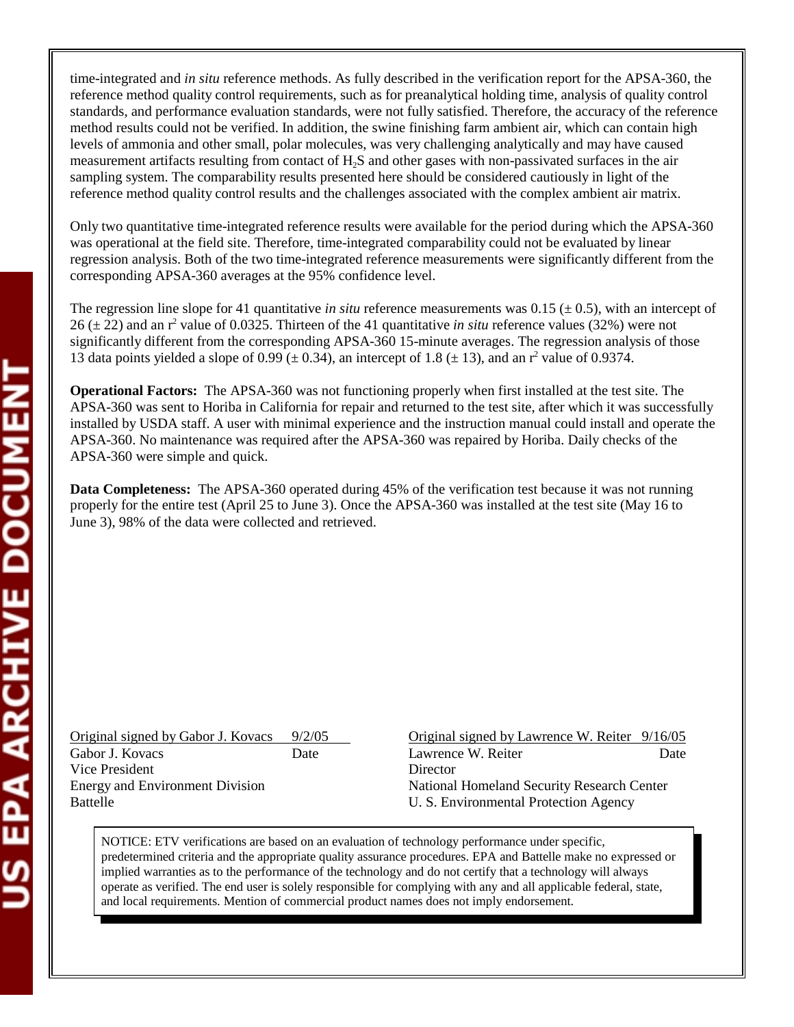time-integrated and *in situ* reference methods. As fully described in the verification report for the APSA-360, the reference method quality control requirements, such as for preanalytical holding time, analysis of quality control standards, and performance evaluation standards, were not fully satisfied. Therefore, the accuracy of the reference method results could not be verified. In addition, the swine finishing farm ambient air, which can contain high levels of ammonia and other small, polar molecules, was very challenging analytically and may have caused measurement artifacts resulting from contact of $H_2S$ and other gases with non-passivated surfaces in the air sampling system. The comparability results presented here should be considered cautiously in light of the reference method quality control results and the challenges associated with the complex ambient air matrix.

Only two quantitative time-integrated reference results were available for the period during which the APSA-360 was operational at the field site. Therefore, time-integrated comparability could not be evaluated by linear regression analysis. Both of the two time-integrated reference measurements were significantly different from the corresponding APSA-360 averages at the 95% confidence level.

The regression line slope for 41 quantitative *in situ* reference measurements was 0.15 (± 0.5), with an intercept of 26 (± 22) and an $r^2$ value of 0.0325. Thirteen of the 41 quantitative *in situ* reference values (32%) were not significantly different from the corresponding APSA-360 15-minute averages. The regression analysis of those 13 data points yielded a slope of 0.99 (± 0.34), an intercept of 1.8 (± 13), and an $r^2$ value of 0.9374.

**Operational Factors:** The APSA-360 was not functioning properly when first installed at the test site. The APSA-360 was sent to Horiba in California for repair and returned to the test site, after which it was successfully installed by USDA staff. A user with minimal experience and the instruction manual could install and operate the APSA-360. No maintenance was required after the APSA-360 was repaired by Horiba. Daily checks of the APSA-360 were simple and quick.

**Data Completeness:** The APSA-360 operated during 45% of the verification test because it was not running properly for the entire test (April 25 to June 3). Once the APSA-360 was installed at the test site (May 16 to June 3), 98% of the data were collected and retrieved.

Original signed by Gabor J. Kovacs 9/2/05
Gabor J. Kovacs Date
Vice President
Energy and Environment Division
Battelle

Original signed by Lawrence W. Reiter 9/16/05
Lawrence W. Reiter Date
Director
National Homeland Security Research Center
U. S. Environmental Protection Agency

NOTICE: ETV verifications are based on an evaluation of technology performance under specific, predetermined criteria and the appropriate quality assurance procedures. EPA and Battelle make no expressed or implied warranties as to the performance of the technology and do not certify that a technology will always operate as verified. The end user is solely responsible for complying with any and all applicable federal, state, and local requirements. Mention of commercial product names does not imply endorsement.